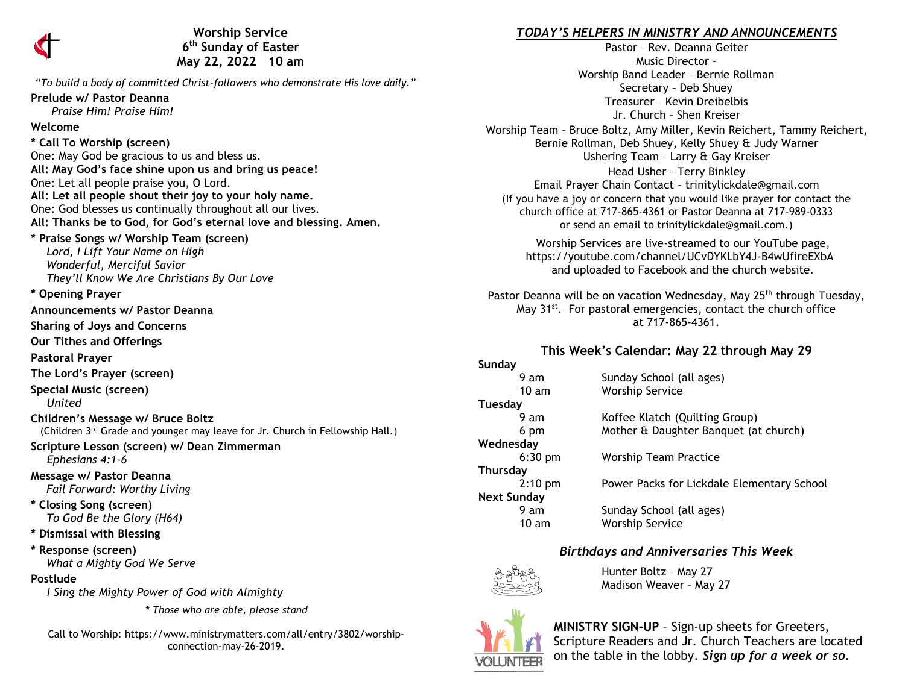# Worship Service
## 6th Sunday of Easter
## May 22, 2022 10 am

*"To build a body of committed Christ-followers who demonstrate His love daily."*

**Prelude w/ Pastor Deanna**
*Praise Him! Praise Him!*

**Welcome**

**\* Call To Worship (screen)**
One: May God be gracious to us and bless us.
**All: May God's face shine upon us and bring us peace!**
One: Let all people praise you, O Lord.
**All: Let all people shout their joy to your holy name.**
One: God blesses us continually throughout all our lives.
**All: Thanks be to God, for God's eternal love and blessing. Amen.**

**\* Praise Songs w/ Worship Team (screen)**
*Lord, I Lift Your Name on High*
*Wonderful, Merciful Savior*
*They'll Know We Are Christians By Our Love*

**\* Opening Prayer**

**Announcements w/ Pastor Deanna**

**Sharing of Joys and Concerns**

**Our Tithes and Offerings**

**Pastoral Prayer**

**The Lord's Prayer (screen)**

**Special Music (screen)**
*United*

**Children's Message w/ Bruce Boltz**
(Children 3rd Grade and younger may leave for Jr. Church in Fellowship Hall.)

**Scripture Lesson (screen) w/ Dean Zimmerman**
*Ephesians 4:1-6*

**Message w/ Pastor Deanna**
*Fail Forward: Worthy Living*

**\* Closing Song (screen)**
*To God Be the Glory (H64)*

**\* Dismissal with Blessing**

**\* Response (screen)**
*What a Mighty God We Serve*

**Postlude**
*I Sing the Mighty Power of God with Almighty*

*\* Those who are able, please stand*

Call to Worship: https://www.ministrymatters.com/all/entry/3802/worship-connection-may-26-2019.

## *TODAY'S HELPERS IN MINISTRY AND ANNOUNCEMENTS*

Pastor – Rev. Deanna Geiter
Music Director –
Worship Band Leader – Bernie Rollman
Secretary – Deb Shuey
Treasurer – Kevin Dreibelbis
Jr. Church – Shen Kreiser
Worship Team – Bruce Boltz, Amy Miller, Kevin Reichert, Tammy Reichert, Bernie Rollman, Deb Shuey, Kelly Shuey & Judy Warner
Ushering Team – Larry & Gay Kreiser
Head Usher – Terry Binkley
Email Prayer Chain Contact – trinitylickdale@gmail.com
(If you have a joy or concern that you would like prayer for contact the church office at 717-865-4361 or Pastor Deanna at 717-989-0333 or send an email to trinitylickdale@gmail.com.)

Worship Services are live-streamed to our YouTube page, https://youtube.com/channel/UCvDYKLbY4J-B4wUfireEXbA and uploaded to Facebook and the church website.

Pastor Deanna will be on vacation Wednesday, May 25th through Tuesday, May 31st. For pastoral emergencies, contact the church office at 717-865-4361.

### This Week's Calendar: May 22 through May 29

**Sunday**
- 9 am — Sunday School (all ages)
- 10 am — Worship Service

**Tuesday**
- 9 am — Koffee Klatch (Quilting Group)
- 6 pm — Mother & Daughter Banquet (at church)

**Wednesday**
- 6:30 pm — Worship Team Practice

**Thursday**
- 2:10 pm — Power Packs for Lickdale Elementary School

**Next Sunday**
- 9 am — Sunday School (all ages)
- 10 am — Worship Service

### *Birthdays and Anniversaries This Week*

Hunter Boltz – May 27
Madison Weaver – May 27

**MINISTRY SIGN-UP** – Sign-up sheets for Greeters, Scripture Readers and Jr. Church Teachers are located on the table in the lobby. ***Sign up for a week or so.***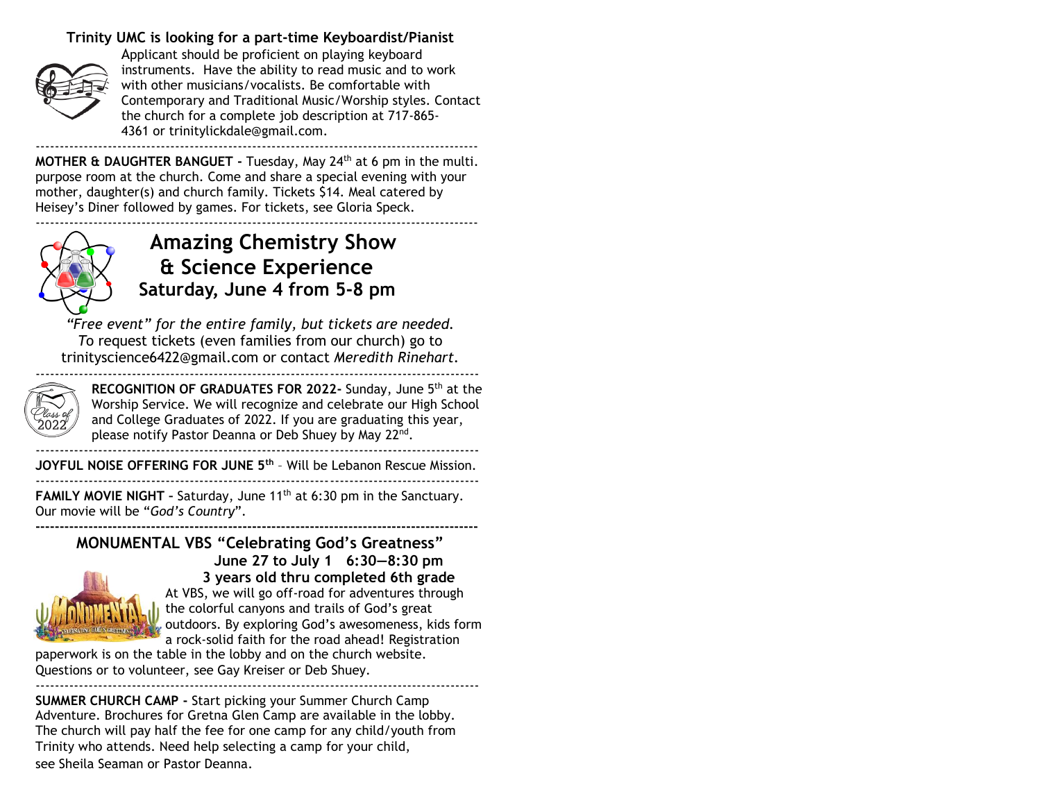**Trinity UMC is looking for a part-time Keyboardist/Pianist**

Applicant should be proficient on playing keyboard instruments. Have the ability to read music and to work with other musicians/vocalists. Be comfortable with Contemporary and Traditional Music/Worship styles. Contact the church for a complete job description at 717-865-4361 or trinitylickdale@gmail.com.

---

**MOTHER & DAUGHTER BANGUET -** Tuesday, May 24th at 6 pm in the multi. purpose room at the church. Come and share a special evening with your mother, daughter(s) and church family. Tickets $14. Meal catered by Heisey's Diner followed by games. For tickets, see Gloria Speck.

---

## Amazing Chemistry Show & Science Experience

### Saturday, June 4 from 5-8 pm

*"Free event" for the entire family, but tickets are needed. T*o request tickets (even families from our church) go to trinityscience6422@gmail.com or contact *Meredith Rinehart*.

---

**RECOGNITION OF GRADUATES FOR 2022-** Sunday, June 5th at the Worship Service. We will recognize and celebrate our High School and College Graduates of 2022. If you are graduating this year, please notify Pastor Deanna or Deb Shuey by May 22nd.

---

**JOYFUL NOISE OFFERING FOR JUNE 5th** – Will be Lebanon Rescue Mission.

---

**FAMILY MOVIE NIGHT –** Saturday, June 11th at 6:30 pm in the Sanctuary. Our movie will be "*God's Country*".

---

**MONUMENTAL VBS "Celebrating God's Greatness"**
**June 27 to July 1 6:30—8:30 pm**
**3 years old thru completed 6th grade**

At VBS, we will go off-road for adventures through the colorful canyons and trails of God's great outdoors. By exploring God's awesomeness, kids form a rock-solid faith for the road ahead! Registration paperwork is on the table in the lobby and on the church website. Questions or to volunteer, see Gay Kreiser or Deb Shuey.

---

**SUMMER CHURCH CAMP -** Start picking your Summer Church Camp Adventure. Brochures for Gretna Glen Camp are available in the lobby. The church will pay half the fee for one camp for any child/youth from Trinity who attends. Need help selecting a camp for your child, see Sheila Seaman or Pastor Deanna.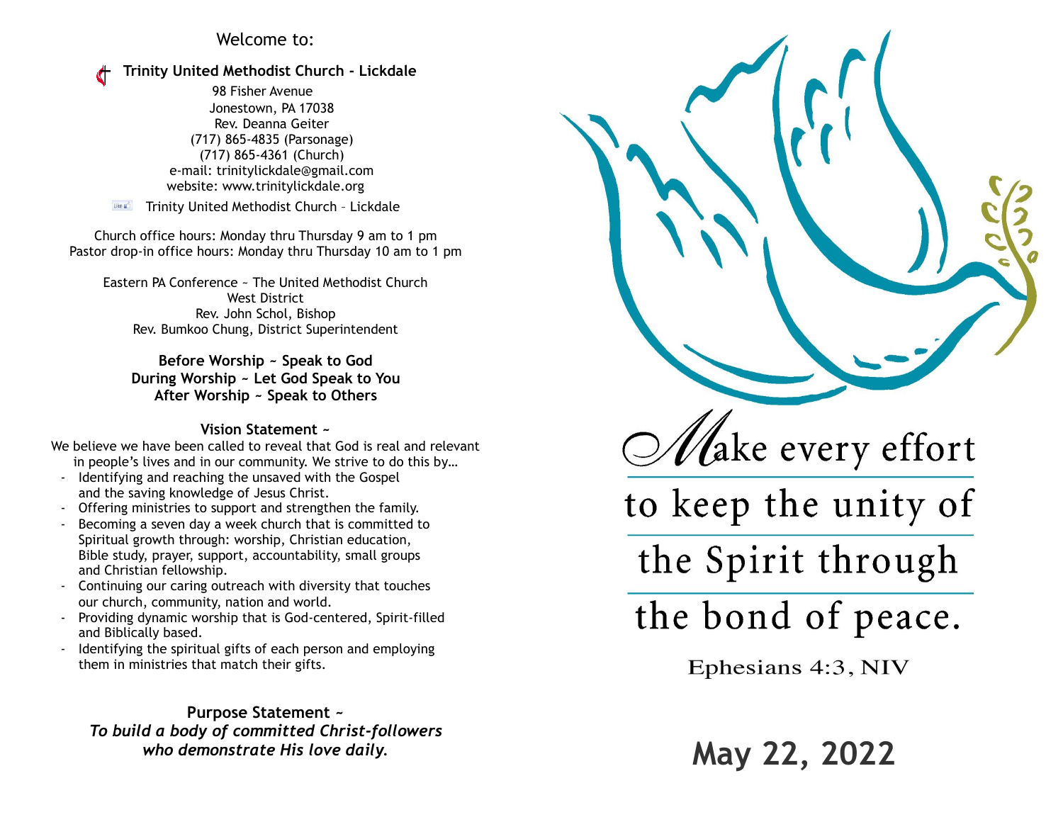Welcome to:

## Trinity United Methodist Church - Lickdale

98 Fisher Avenue
Jonestown, PA 17038
Rev. Deanna Geiter
(717) 865-4835 (Parsonage)
(717) 865-4361 (Church)
e-mail: trinitylickdale@gmail.com
website: www.trinitylickdale.org

Trinity United Methodist Church – Lickdale

Church office hours: Monday thru Thursday 9 am to 1 pm
Pastor drop-in office hours: Monday thru Thursday 10 am to 1 pm

Eastern PA Conference ~ The United Methodist Church
West District
Rev. John Schol, Bishop
Rev. Bumkoo Chung, District Superintendent

**Before Worship ~ Speak to God**
**During Worship ~ Let God Speak to You**
**After Worship ~ Speak to Others**

**Vision Statement ~**

We believe we have been called to reveal that God is real and relevant in people's lives and in our community. We strive to do this by…

- Identifying and reaching the unsaved with the Gospel and the saving knowledge of Jesus Christ.
- Offering ministries to support and strengthen the family.
- Becoming a seven day a week church that is committed to Spiritual growth through: worship, Christian education, Bible study, prayer, support, accountability, small groups and Christian fellowship.
- Continuing our caring outreach with diversity that touches our church, community, nation and world.
- Providing dynamic worship that is God-centered, Spirit-filled and Biblically based.
- Identifying the spiritual gifts of each person and employing them in ministries that match their gifts.

**Purpose Statement ~**
***To build a body of committed Christ-followers who demonstrate His love daily.***

Make every effort to keep the unity of the Spirit through the bond of peace.

Ephesians 4:3, NIV

# May 22, 2022